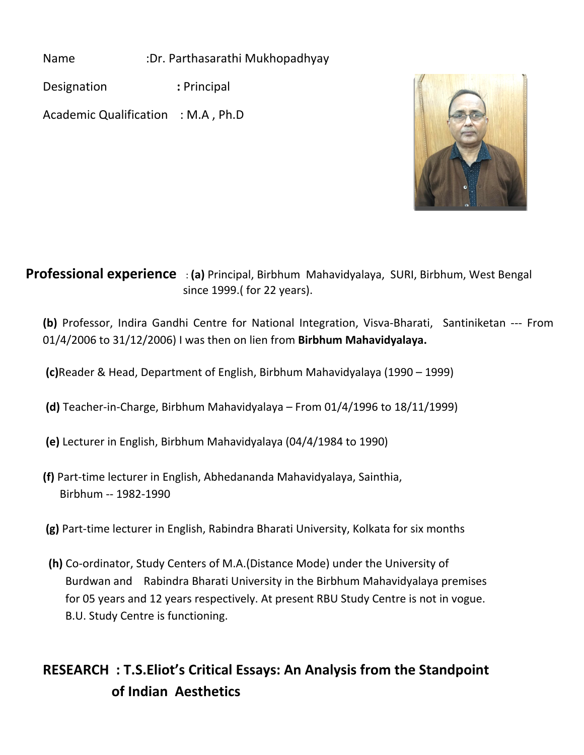Name :Dr. Parthasarathi Mukhopadhyay

Designation : Principal

Academic Qualification : M.A , Ph.D

**Professional experience** : **(a)** Principal, Birbhum Mahavidyalaya, SURI, Birbhum, West Bengal since 1999.( for 22 years).

**(b)** Professor, Indira Gandhi Centre for National Integration, Visva-Bharati, Santiniketan --- From 01/4/2006 to 31/12/2006) I was then on lien from **Birbhum Mahavidyalaya.**

**(c)**Reader & Head, Department of English, Birbhum Mahavidyalaya (1990 – 1999)

**(d)** Teacher-in-Charge, Birbhum Mahavidyalaya – From 01/4/1996 to 18/11/1999)

**(e)** Lecturer in English, Birbhum Mahavidyalaya (04/4/1984 to 1990)

**(f)** Part-time lecturer in English, Abhedananda Mahavidyalaya, Sainthia, Birbhum -- 1982-1990

**(g)** Part-time lecturer in English, Rabindra Bharati University, Kolkata for six months

**(h)** Co-ordinator, Study Centers of M.A.(Distance Mode) under the University of Burdwan and Rabindra Bharati University in the Birbhum Mahavidyalaya premises for 05 years and 12 years respectively. At present RBU Study Centre is not in vogue. B.U. Study Centre is functioning.

## RESEARCH : T.S.Eliot's Critical Essays: An Analysis from the Standpoint of Indian Aesthetics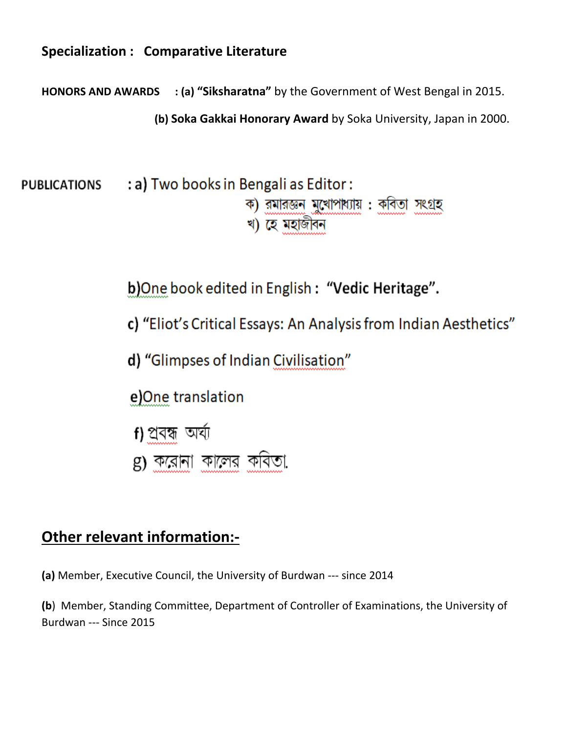**Specialization : Comparative Literature**

**HONORS AND AWARDS : (a) "Siksharatna"** by the Government of West Bengal in 2015.

**(b) Soka Gakkai Honorary Award** by Soka University, Japan in 2000.

**PUBLICATIONS** : a) Two books in Bengali as Editor :

ক) রমারঞ্জন মুখোপাধ্যায় : কবিতা সংগ্রহ

খ) হে মহাজীবন

b)One book edited in English : **"Vedic Heritage".**

c) "Eliot's Critical Essays: An Analysis from Indian Aesthetics"

d) "Glimpses of Indian Civilisation"

e)One translation

f) প্রবন্ধ অর্ঘ্য

g) করোনা কালের কবিতা.

## Other relevant information:-

**(a)** Member, Executive Council, the University of Burdwan --- since 2014

**(b)** Member, Standing Committee, Department of Controller of Examinations, the University of Burdwan --- Since 2015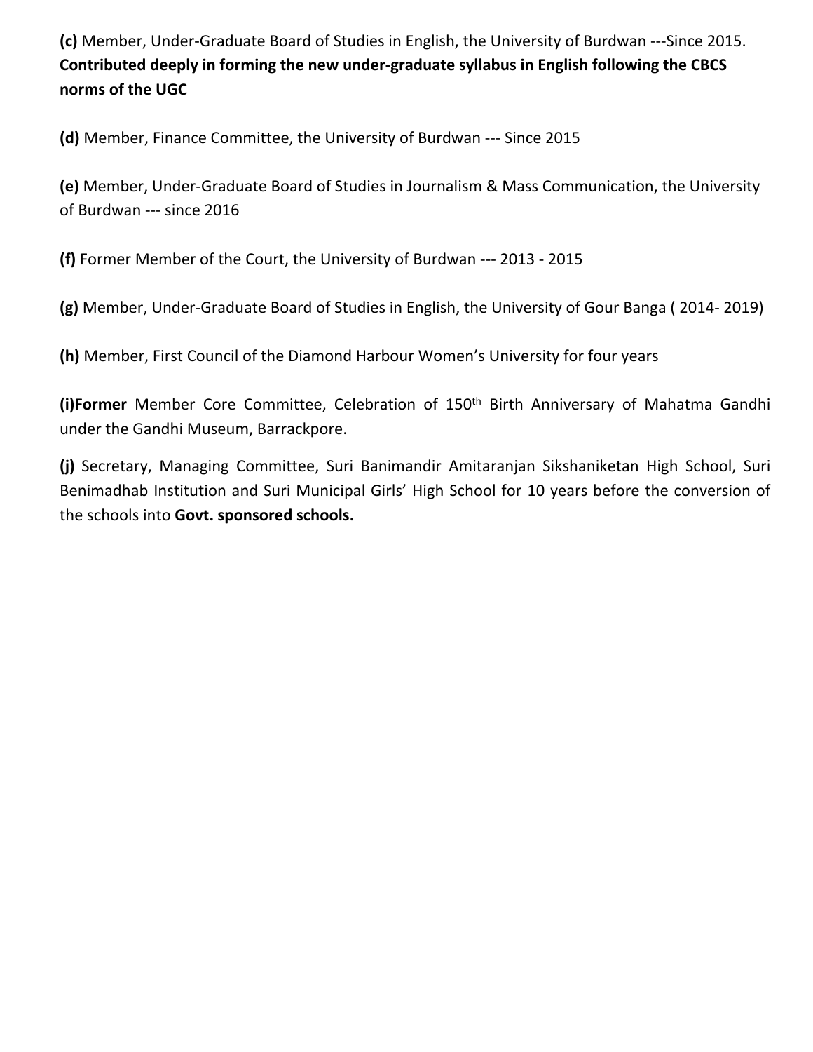**(c)** Member, Under-Graduate Board of Studies in English, the University of Burdwan ---Since 2015. **Contributed deeply in forming the new under-graduate syllabus in English following the CBCS norms of the UGC**

**(d)** Member, Finance Committee, the University of Burdwan --- Since 2015

**(e)** Member, Under-Graduate Board of Studies in Journalism & Mass Communication, the University of Burdwan --- since 2016

**(f)** Former Member of the Court, the University of Burdwan --- 2013 - 2015

**(g)** Member, Under-Graduate Board of Studies in English, the University of Gour Banga ( 2014- 2019)

**(h)** Member, First Council of the Diamond Harbour Women's University for four years

**(i)Former** Member Core Committee, Celebration of 150th Birth Anniversary of Mahatma Gandhi under the Gandhi Museum, Barrackpore.

**(j)** Secretary, Managing Committee, Suri Banimandir Amitaranjan Sikshaniketan High School, Suri Benimadhab Institution and Suri Municipal Girls' High School for 10 years before the conversion of the schools into **Govt. sponsored schools.**